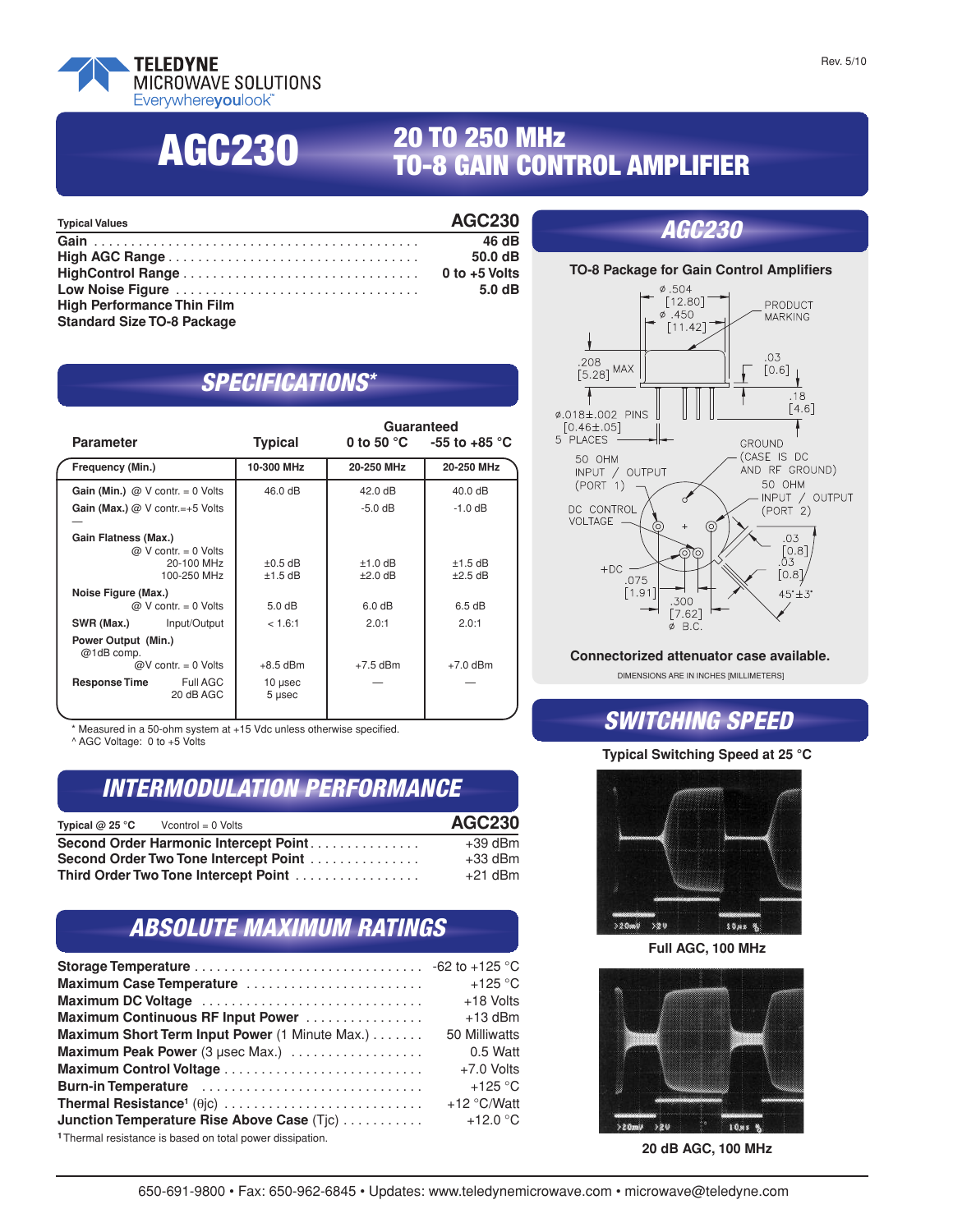Rev. 5/10

TELEDYNE MICROWAVE SOLUTIONS
Everywhereyoulook™

# AGC230

## 20 TO 250 MHz TO-8 GAIN CONTROL AMPLIFIER

| Typical Values | AGC230 |
|---|---|
| **Gain** | **46 dB** |
| **High AGC Range** | **50.0 dB** |
| **HighControl Range** | **0 to +5 Volts** |
| **Low Noise Figure** | **5.0 dB** |
| **High Performance Thin Film** | |
| **Standard Size TO-8 Package** | |

## SPECIFICATIONS*

| Parameter | | Typical | Guaranteed 0 to 50 °C | Guaranteed -55 to +85 °C |
|---|---|---|---|---|
| Frequency (Min.) | | 10-300 MHz | 20-250 MHz | 20-250 MHz |
| Gain (Min.) @ V contr. = 0 Volts | | 46.0 dB | 42.0 dB | 40.0 dB |
| Gain (Max.) @ V contr.=+5 Volts | | | -5.0 dB | -1.0 dB |
| Gain Flatness (Max.) @ V contr. = 0 Volts | 20-100 MHz | ±0.5 dB | ±1.0 dB | ±1.5 dB |
| | 100-250 MHz | ±1.5 dB | ±2.0 dB | ±2.5 dB |
| Noise Figure (Max.) @ V contr. = 0 Volts | | 5.0 dB | 6.0 dB | 6.5 dB |
| SWR (Max.) | Input/Output | < 1.6:1 | 2.0:1 | 2.0:1 |
| Power Output (Min.) @1dB comp. @V contr. = 0 Volts | | +8.5 dBm | +7.5 dBm | +7.0 dBm |
| Response Time | Full AGC | 10 µsec | — | — |
| | 20 dB AGC | 5 µsec | | |

\* Measured in a 50-ohm system at +15 Vdc unless otherwise specified.
^ AGC Voltage: 0 to +5 Volts

## INTERMODULATION PERFORMANCE

| Typical @ 25 °C Vcontrol = 0 Volts | AGC230 |
|---|---|
| **Second Order Harmonic Intercept Point** | +39 dBm |
| **Second Order Two Tone Intercept Point** | +33 dBm |
| **Third Order Two Tone Intercept Point** | +21 dBm |

## ABSOLUTE MAXIMUM RATINGS

| | |
|---|---|
| **Storage Temperature** | -62 to +125 °C |
| **Maximum Case Temperature** | +125 °C |
| **Maximum DC Voltage** | +18 Volts |
| **Maximum Continuous RF Input Power** | +13 dBm |
| **Maximum Short Term Input Power** (1 Minute Max.) | 50 Milliwatts |
| **Maximum Peak Power** (3 µsec Max.) | 0.5 Watt |
| **Maximum Control Voltage** | +7.0 Volts |
| **Burn-in Temperature** | +125 °C |
| **Thermal Resistance**[1] (θjc) | +12 °C/Watt |
| **Junction Temperature Rise Above Case** (Tjc) | +12.0 °C |

[1] Thermal resistance is based on total power dissipation.

## AGC230

**TO-8 Package for Gain Control Amplifiers**

ø .504 [12.80]
ø .450 [11.42]
PRODUCT MARKING
.208 [5.28] MAX
.03 [0.6]
.18 [4.6]
ø.018±.002 PINS [0.46±.05] 5 PLACES
GROUND (CASE IS DC AND RF GROUND)
50 OHM INPUT / OUTPUT (PORT 1)
50 OHM INPUT / OUTPUT (PORT 2)
DC CONTROL VOLTAGE
+DC
.075 [1.91]
.300 [7.62] ø B.C.
.03 [0.8]
.03 [0.8]
45°±3°

**Connectorized attenuator case available.**

DIMENSIONS ARE IN INCHES [MILLIMETERS]

## SWITCHING SPEED

**Typical Switching Speed at 25 °C**

>20mV >2V 10µs

**Full AGC, 100 MHz**

>20mV >2V 10µs

**20 dB AGC, 100 MHz**

650-691-9800 • Fax: 650-962-6845 • Updates: www.teledynemicrowave.com • microwave@teledyne.com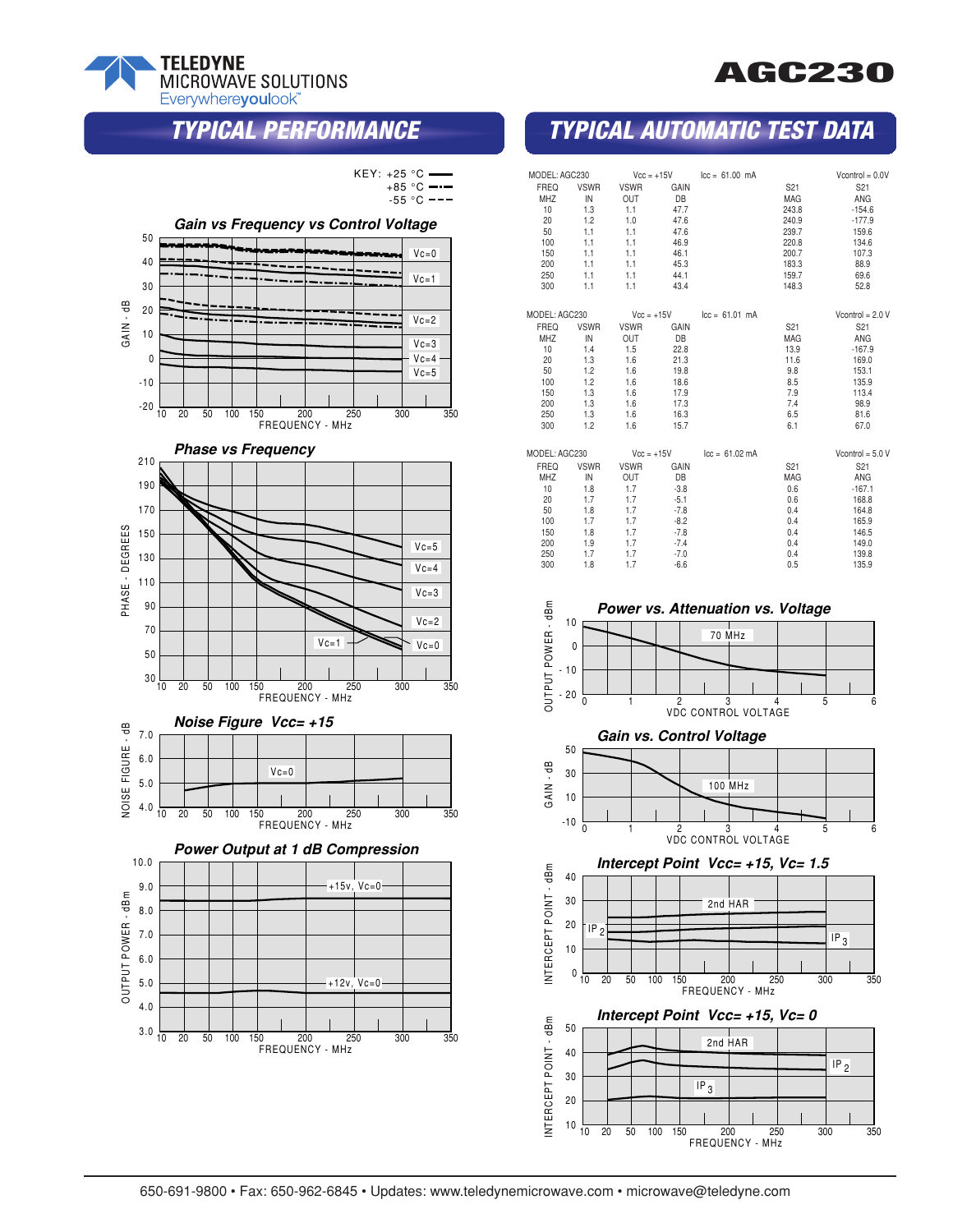# TYPICAL PERFORMANCE

KEY: +25 °C
+85 °C
-55 °C

### Gain vs Frequency vs Control Voltage

GAIN - dB
50
40
30
20
10
0
-10
-20
Vc=0
Vc=1
Vc=2
Vc=3
Vc=4
Vc=5
10 20 50 100 150 200 250 300 350
FREQUENCY - MHz

### Phase vs Frequency

PHASE - DEGREES
210
190
170
150
130
110
90
70
50
30
Vc=5
Vc=4
Vc=3
Vc=2
Vc=1
Vc=0
10 20 50 100 150 200 250 300 350
FREQUENCY - MHz

### Noise Figure Vcc= +15

NOISE FIGURE - dB
7.0
6.0
5.0
4.0
Vc=0
10 20 50 100 150 200 250 300 350
FREQUENCY - MHz

### Power Output at 1 dB Compression

OUTPUT POWER - dBm
10.0
9.0
8.0
7.0
6.0
5.0
4.0
3.0
+15v, Vc=0
+12v, Vc=0
10 20 50 100 150 200 250 300 350
FREQUENCY - MHz

# TYPICAL AUTOMATIC TEST DATA

MODEL: AGC230 Vcc = +15V Icc = 61.00 mA Vcontrol = 0.0V

| FREQ MHZ | VSWR IN | VSWR OUT | GAIN DB | S21 MAG | S21 ANG |
|---|---|---|---|---|---|
| 10 | 1.3 | 1.1 | 47.7 | 243.8 | -154.6 |
| 20 | 1.2 | 1.0 | 47.6 | 240.9 | -177.9 |
| 50 | 1.1 | 1.1 | 47.6 | 239.7 | 159.6 |
| 100 | 1.1 | 1.1 | 46.9 | 220.8 | 134.6 |
| 150 | 1.1 | 1.1 | 46.1 | 200.7 | 107.3 |
| 200 | 1.1 | 1.1 | 45.3 | 183.3 | 88.9 |
| 250 | 1.1 | 1.1 | 44.1 | 159.7 | 69.6 |
| 300 | 1.1 | 1.1 | 43.4 | 148.3 | 52.8 |

MODEL: AGC230 Vcc = +15V Icc = 61.01 mA Vcontrol = 2.0 V

| FREQ MHZ | VSWR IN | VSWR OUT | GAIN DB | S21 MAG | S21 ANG |
|---|---|---|---|---|---|
| 10 | 1.4 | 1.5 | 22.8 | 13.9 | -167.9 |
| 20 | 1.3 | 1.6 | 21.3 | 11.6 | 169.0 |
| 50 | 1.2 | 1.6 | 19.8 | 9.8 | 153.1 |
| 100 | 1.2 | 1.6 | 18.6 | 8.5 | 135.9 |
| 150 | 1.3 | 1.6 | 17.9 | 7.9 | 113.4 |
| 200 | 1.3 | 1.6 | 17.3 | 7.4 | 98.9 |
| 250 | 1.3 | 1.6 | 16.3 | 6.5 | 81.6 |
| 300 | 1.2 | 1.6 | 15.7 | 6.1 | 67.0 |

MODEL: AGC230 Vcc = +15V Icc = 61.02 mA Vcontrol = 5.0 V

| FREQ MHZ | VSWR IN | VSWR OUT | GAIN DB | S21 MAG | S21 ANG |
|---|---|---|---|---|---|
| 10 | 1.8 | 1.7 | -3.8 | 0.6 | -167.1 |
| 20 | 1.7 | 1.7 | -5.1 | 0.6 | 168.8 |
| 50 | 1.8 | 1.7 | -7.8 | 0.4 | 164.8 |
| 100 | 1.7 | 1.7 | -8.2 | 0.4 | 165.9 |
| 150 | 1.7 | 1.7 | -7.8 | 0.4 | 146.5 |
| 200 | 1.9 | 1.7 | -7.4 | 0.4 | 149.0 |
| 250 | 1.7 | 1.7 | -7.0 | 0.4 | 139.8 |
| 300 | 1.8 | 1.7 | -6.6 | 0.5 | 135.9 |

### Power vs. Attenuation vs. Voltage

OUTPUT POWER - dBm
10
0
-10
-20
70 MHz
0 1 2 3 4 5 6
VDC CONTROL VOLTAGE

### Gain vs. Control Voltage

GAIN - dB
50
30
10
-10
100 MHz
0 1 2 3 4 5 6
VDC CONTROL VOLTAGE

### Intercept Point Vcc= +15, Vc= 1.5

INTERCEPT POINT - dBm
40
30
20
10
0
2nd HAR
$IP_2$
$IP_3$
10 20 50 100 150 200 250 300 350
FREQUENCY - MHz

### Intercept Point Vcc= +15, Vc= 0

INTERCEPT POINT - dBm
50
40
30
20
10
2nd HAR
$IP_2$
$IP_3$
10 20 50 100 150 200 250 300 350
FREQUENCY - MHz

650-691-9800 • Fax: 650-962-6845 • Updates: www.teledynemicrowave.com • microwave@teledyne.com